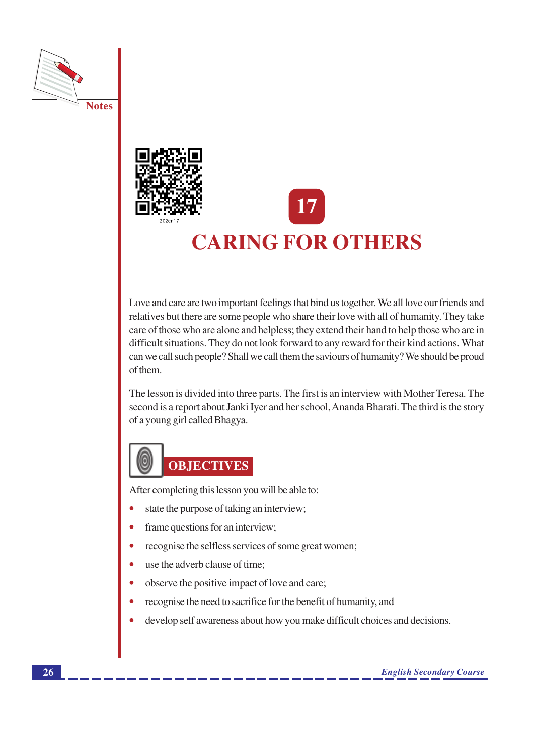# 17

# CARING FOR OTHERS

Love and care are two important feelings that bind us together. We all love our friends and relatives but there are some people who share their love with all of humanity. They take care of those who are alone and helpless; they extend their hand to help those who are in difficult situations. They do not look forward to any reward for their kind actions. What can we call such people? Shall we call them the saviours of humanity? We should be proud of them.

The lesson is divided into three parts. The first is an interview with Mother Teresa. The second is a report about Janki Iyer and her school, Ananda Bharati. The third is the story of a young girl called Bhagya.

## OBJECTIVES

After completing this lesson you will be able to:

- state the purpose of taking an interview;
- frame questions for an interview;
- recognise the selfless services of some great women;
- use the adverb clause of time;
- observe the positive impact of love and care;
- recognise the need to sacrifice for the benefit of humanity, and
- develop self awareness about how you make difficult choices and decisions.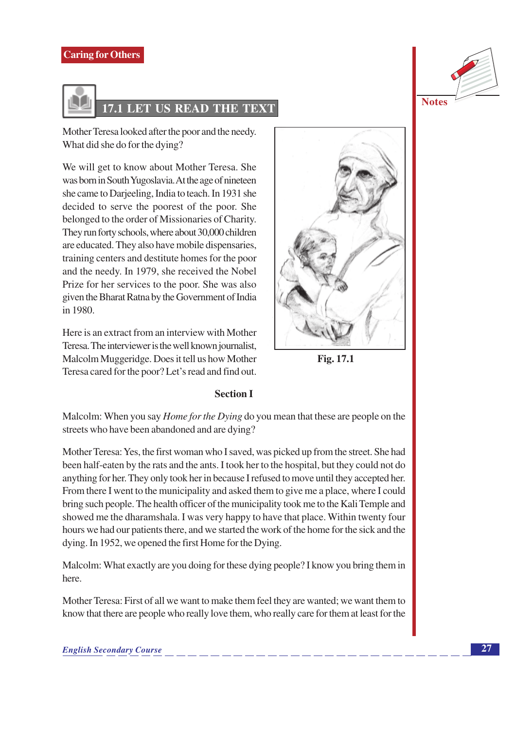## 17.1 LET US READ THE TEXT

Mother Teresa looked after the poor and the needy. What did she do for the dying?

We will get to know about Mother Teresa. She was born in South Yugoslavia. At the age of nineteen she came to Darjeeling, India to teach. In 1931 she decided to serve the poorest of the poor. She belonged to the order of Missionaries of Charity. They run forty schools, where about 30,000 children are educated. They also have mobile dispensaries, training centers and destitute homes for the poor and the needy. In 1979, she received the Nobel Prize for her services to the poor. She was also given the Bharat Ratna by the Government of India in 1980.

Fig. 17.1

Here is an extract from an interview with Mother Teresa. The interviewer is the well known journalist, Malcolm Muggeridge. Does it tell us how Mother Teresa cared for the poor? Let's read and find out.

**Section I**

Malcolm: When you say *Home for the Dying* do you mean that these are people on the streets who have been abandoned and are dying?

Mother Teresa: Yes, the first woman who I saved, was picked up from the street. She had been half-eaten by the rats and the ants. I took her to the hospital, but they could not do anything for her. They only took her in because I refused to move until they accepted her. From there I went to the municipality and asked them to give me a place, where I could bring such people. The health officer of the municipality took me to the Kali Temple and showed me the dharamshala. I was very happy to have that place. Within twenty four hours we had our patients there, and we started the work of the home for the sick and the dying. In 1952, we opened the first Home for the Dying.

Malcolm: What exactly are you doing for these dying people? I know you bring them in here.

Mother Teresa: First of all we want to make them feel they are wanted; we want them to know that there are people who really love them, who really care for them at least for the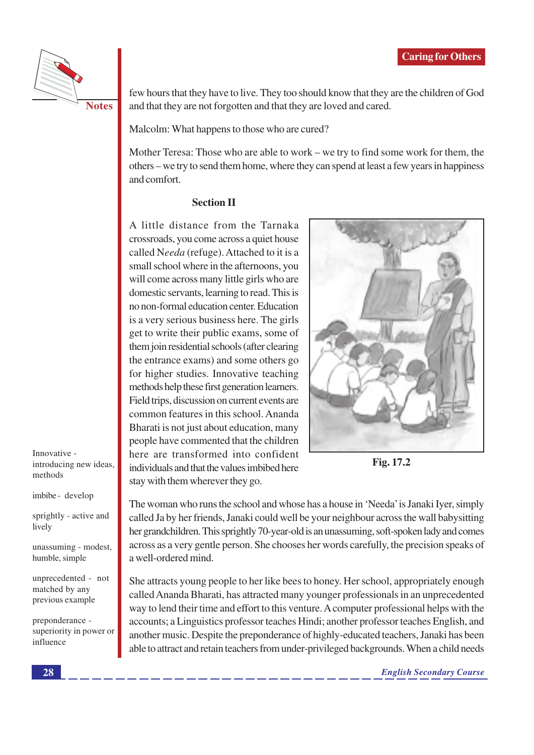few hours that they have to live. They too should know that they are the children of God and that they are not forgotten and that they are loved and cared.

Malcolm: What happens to those who are cured?

Mother Teresa: Those who are able to work – we try to find some work for them, the others – we try to send them home, where they can spend at least a few years in happiness and comfort.

### Section II

A little distance from the Tarnaka crossroads, you come across a quiet house called N*eeda* (refuge). Attached to it is a small school where in the afternoons, you will come across many little girls who are domestic servants, learning to read. This is no non-formal education center. Education is a very serious business here. The girls get to write their public exams, some of them join residential schools (after clearing the entrance exams) and some others go for higher studies. Innovative teaching methods help these first generation learners. Field trips, discussion on current events are common features in this school. Ananda Bharati is not just about education, many people have commented that the children here are transformed into confident individuals and that the values imbibed here stay with them wherever they go.

Fig. 17.2

The woman who runs the school and whose has a house in 'Needa' is Janaki Iyer, simply called Ja by her friends, Janaki could well be your neighbour across the wall babysitting her grandchildren. This sprightly 70-year-old is an unassuming, soft-spoken lady and comes across as a very gentle person. She chooses her words carefully, the precision speaks of a well-ordered mind.

She attracts young people to her like bees to honey. Her school, appropriately enough called Ananda Bharati, has attracted many younger professionals in an unprecedented way to lend their time and effort to this venture. A computer professional helps with the accounts; a Linguistics professor teaches Hindi; another professor teaches English, and another music. Despite the preponderance of highly-educated teachers, Janaki has been able to attract and retain teachers from under-privileged backgrounds. When a child needs

Innovative - introducing new ideas, methods

imbibe - develop

sprightly - active and lively

unassuming - modest, humble, simple

unprecedented - not matched by any previous example

preponderance - superiority in power or influence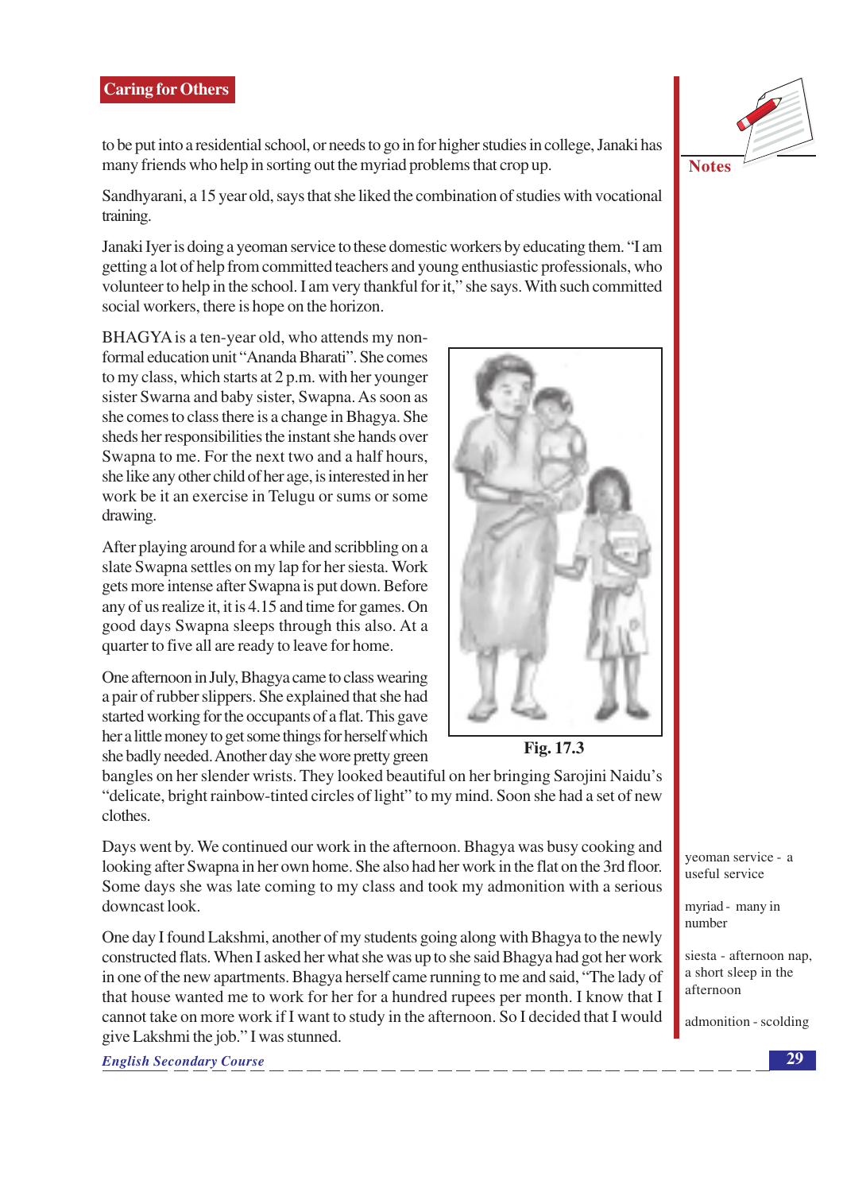to be put into a residential school, or needs to go in for higher studies in college, Janaki has many friends who help in sorting out the myriad problems that crop up.

Sandhyarani, a 15 year old, says that she liked the combination of studies with vocational training.

Janaki Iyer is doing a yeoman service to these domestic workers by educating them. "I am getting a lot of help from committed teachers and young enthusiastic professionals, who volunteer to help in the school. I am very thankful for it," she says. With such committed social workers, there is hope on the horizon.

BHAGYA is a ten-year old, who attends my non-formal education unit "Ananda Bharati". She comes to my class, which starts at 2 p.m. with her younger sister Swarna and baby sister, Swapna. As soon as she comes to class there is a change in Bhagya. She sheds her responsibilities the instant she hands over Swapna to me. For the next two and a half hours, she like any other child of her age, is interested in her work be it an exercise in Telugu or sums or some drawing.

After playing around for a while and scribbling on a slate Swapna settles on my lap for her siesta. Work gets more intense after Swapna is put down. Before any of us realize it, it is 4.15 and time for games. On good days Swapna sleeps through this also. At a quarter to five all are ready to leave for home.

Fig. 17.3

One afternoon in July, Bhagya came to class wearing a pair of rubber slippers. She explained that she had started working for the occupants of a flat. This gave her a little money to get some things for herself which she badly needed. Another day she wore pretty green bangles on her slender wrists. They looked beautiful on her bringing Sarojini Naidu's "delicate, bright rainbow-tinted circles of light" to my mind. Soon she had a set of new clothes.

Days went by. We continued our work in the afternoon. Bhagya was busy cooking and looking after Swapna in her own home. She also had her work in the flat on the 3rd floor. Some days she was late coming to my class and took my admonition with a serious downcast look.

One day I found Lakshmi, another of my students going along with Bhagya to the newly constructed flats. When I asked her what she was up to she said Bhagya had got her work in one of the new apartments. Bhagya herself came running to me and said, "The lady of that house wanted me to work for her for a hundred rupees per month. I know that I cannot take on more work if I want to study in the afternoon. So I decided that I would give Lakshmi the job." I was stunned.

**Notes**

yeoman service - a useful service

myriad - many in number

siesta - afternoon nap, a short sleep in the afternoon

admonition - scolding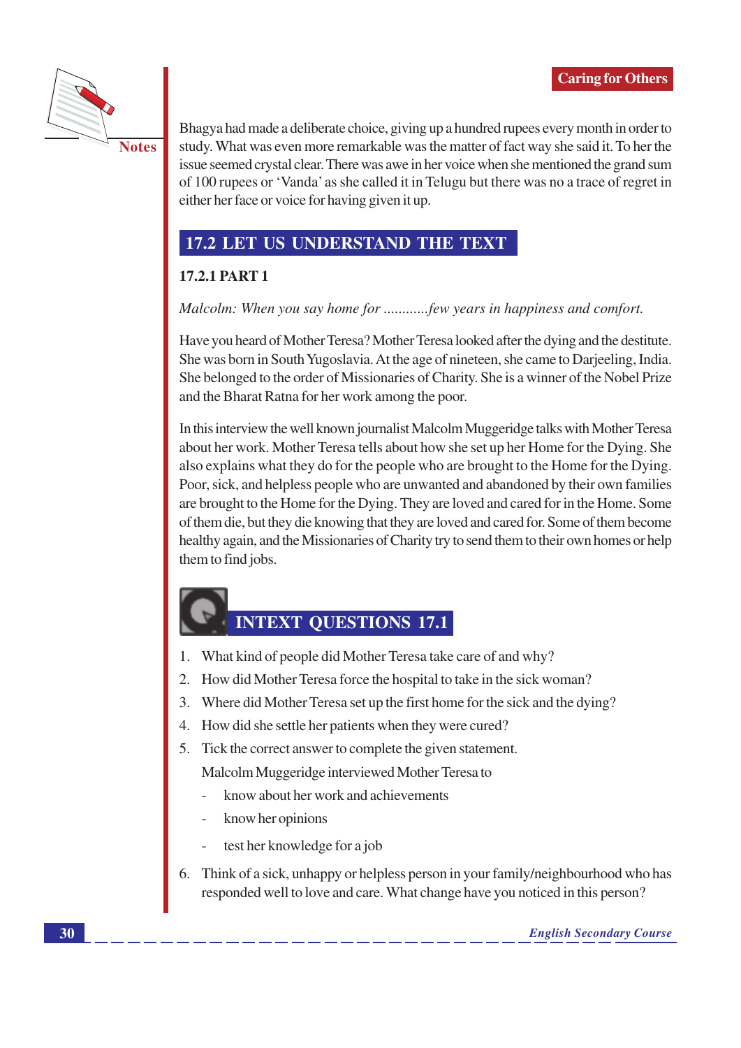Bhagya had made a deliberate choice, giving up a hundred rupees every month in order to study. What was even more remarkable was the matter of fact way she said it. To her the issue seemed crystal clear. There was awe in her voice when she mentioned the grand sum of 100 rupees or 'Vanda' as she called it in Telugu but there was no a trace of regret in either her face or voice for having given it up.

## 17.2 LET US UNDERSTAND THE TEXT

### 17.2.1 PART 1

*Malcolm: When you say home for ............few years in happiness and comfort.*

Have you heard of Mother Teresa? Mother Teresa looked after the dying and the destitute. She was born in South Yugoslavia. At the age of nineteen, she came to Darjeeling, India. She belonged to the order of Missionaries of Charity. She is a winner of the Nobel Prize and the Bharat Ratna for her work among the poor.

In this interview the well known journalist Malcolm Muggeridge talks with Mother Teresa about her work. Mother Teresa tells about how she set up her Home for the Dying. She also explains what they do for the people who are brought to the Home for the Dying. Poor, sick, and helpless people who are unwanted and abandoned by their own families are brought to the Home for the Dying. They are loved and cared for in the Home. Some of them die, but they die knowing that they are loved and cared for. Some of them become healthy again, and the Missionaries of Charity try to send them to their own homes or help them to find jobs.

## INTEXT QUESTIONS 17.1

1. What kind of people did Mother Teresa take care of and why?
2. How did Mother Teresa force the hospital to take in the sick woman?
3. Where did Mother Teresa set up the first home for the sick and the dying?
4. How did she settle her patients when they were cured?
5. Tick the correct answer to complete the given statement.

   Malcolm Muggeridge interviewed Mother Teresa to

   - know about her work and achievements
   - know her opinions
   - test her knowledge for a job
6. Think of a sick, unhappy or helpless person in your family/neighbourhood who has responded well to love and care. What change have you noticed in this person?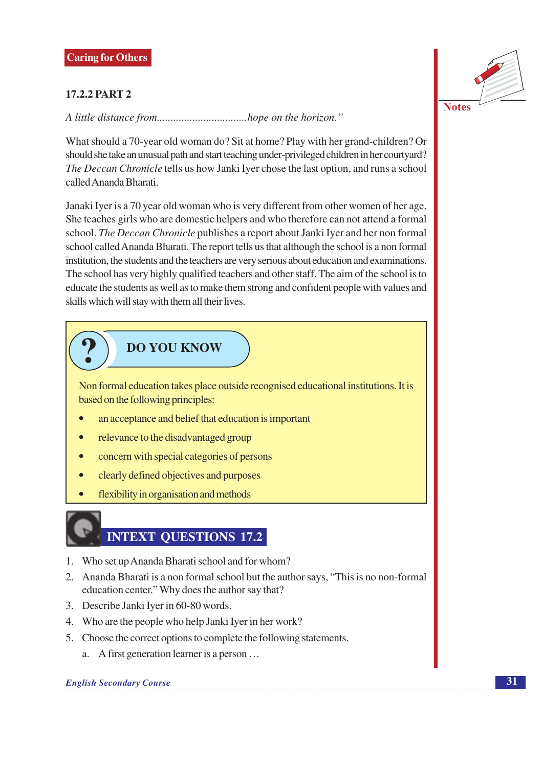### 17.2.2 PART 2

*A little distance from................................hope on the horizon."*

What should a 70-year old woman do? Sit at home? Play with her grand-children? Or should she take an unusual path and start teaching under-privileged children in her courtyard? *The Deccan Chronicle* tells us how Janki Iyer chose the last option, and runs a school called Ananda Bharati.

Janaki Iyer is a 70 year old woman who is very different from other women of her age. She teaches girls who are domestic helpers and who therefore can not attend a formal school. *The Deccan Chronicle* publishes a report about Janki Iyer and her non formal school called Ananda Bharati. The report tells us that although the school is a non formal institution, the students and the teachers are very serious about education and examinations. The school has very highly qualified teachers and other staff. The aim of the school is to educate the students as well as to make them strong and confident people with values and skills which will stay with them all their lives.

**DO YOU KNOW**

Non formal education takes place outside recognised educational institutions. It is based on the following principles:

- an acceptance and belief that education is important
- relevance to the disadvantaged group
- concern with special categories of persons
- clearly defined objectives and purposes
- flexibility in organisation and methods

### INTEXT QUESTIONS 17.2

1. Who set up Ananda Bharati school and for whom?
2. Ananda Bharati is a non formal school but the author says, "This is no non-formal education center." Why does the author say that?
3. Describe Janki Iyer in 60-80 words.
4. Who are the people who help Janki Iyer in her work?
5. Choose the correct options to complete the following statements.

   a. A first generation learner is a person …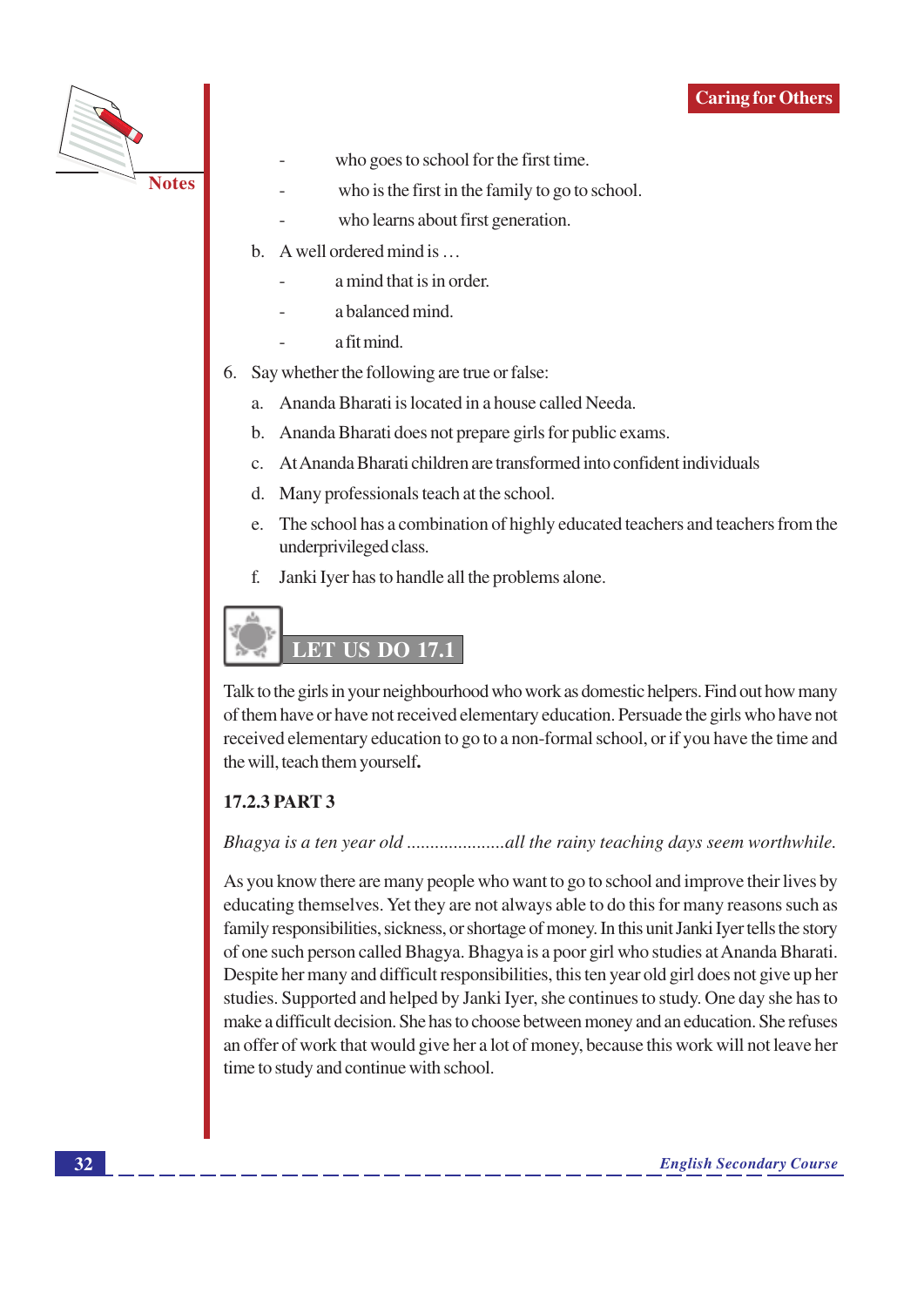- who goes to school for the first time.
- who is the first in the family to go to school.
- who learns about first generation.

b. A well ordered mind is …

- a mind that is in order.
- a balanced mind.
- a fit mind.

6. Say whether the following are true or false:

   a. Ananda Bharati is located in a house called Needa.

   b. Ananda Bharati does not prepare girls for public exams.

   c. At Ananda Bharati children are transformed into confident individuals

   d. Many professionals teach at the school.

   e. The school has a combination of highly educated teachers and teachers from the underprivileged class.

   f. Janki Iyer has to handle all the problems alone.

## LET US DO 17.1

Talk to the girls in your neighbourhood who work as domestic helpers. Find out how many of them have or have not received elementary education. Persuade the girls who have not received elementary education to go to a non-formal school, or if you have the time and the will, teach them yourself.

### 17.2.3 PART 3

*Bhagya is a ten year old ....................all the rainy teaching days seem worthwhile.*

As you know there are many people who want to go to school and improve their lives by educating themselves. Yet they are not always able to do this for many reasons such as family responsibilities, sickness, or shortage of money. In this unit Janki Iyer tells the story of one such person called Bhagya. Bhagya is a poor girl who studies at Ananda Bharati. Despite her many and difficult responsibilities, this ten year old girl does not give up her studies. Supported and helped by Janki Iyer, she continues to study. One day she has to make a difficult decision. She has to choose between money and an education. She refuses an offer of work that would give her a lot of money, because this work will not leave her time to study and continue with school.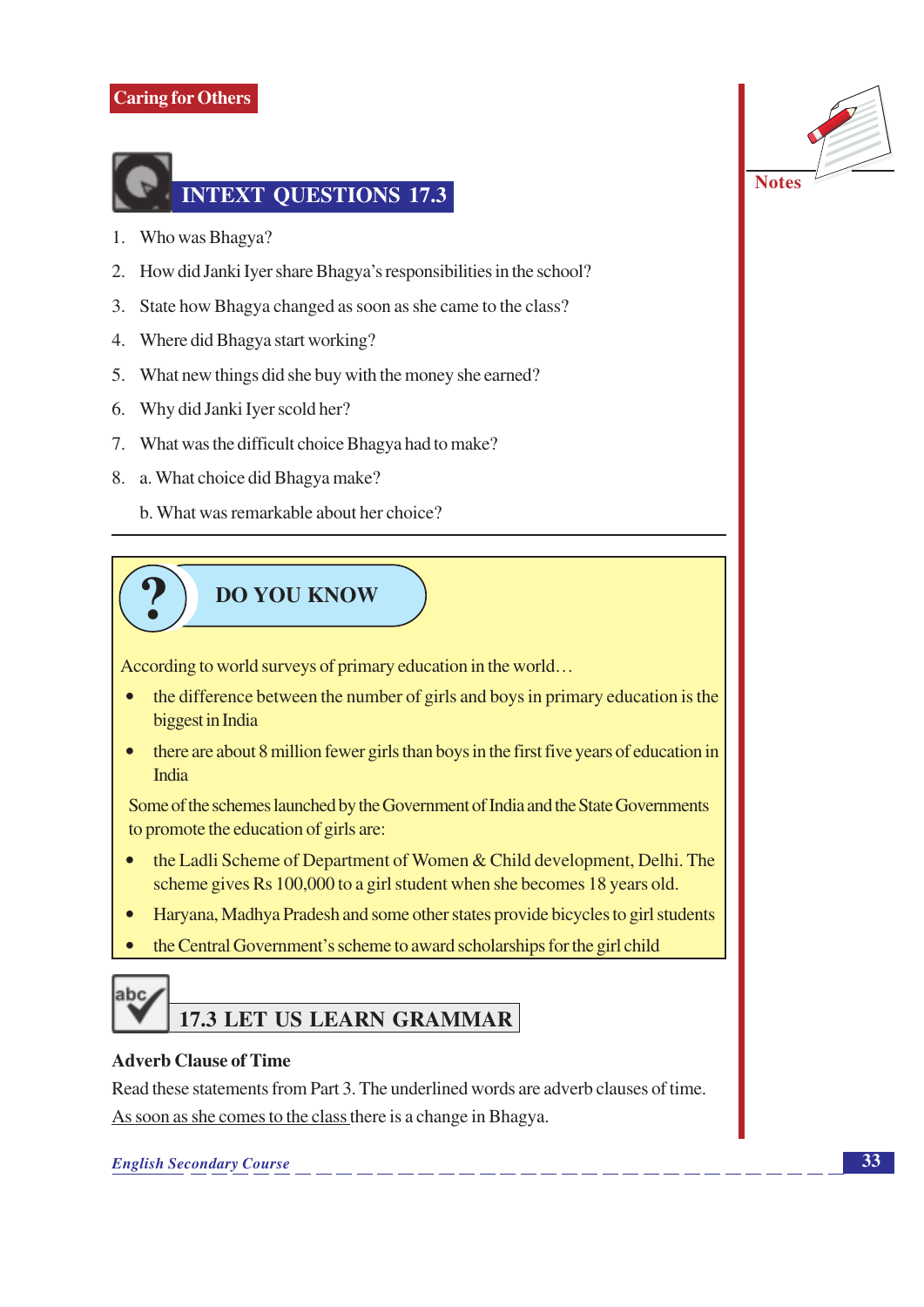## INTEXT QUESTIONS 17.3

1. Who was Bhagya?
2. How did Janki Iyer share Bhagya's responsibilities in the school?
3. State how Bhagya changed as soon as she came to the class?
4. Where did Bhagya start working?
5. What new things did she buy with the money she earned?
6. Why did Janki Iyer scold her?
7. What was the difficult choice Bhagya had to make?
8. a. What choice did Bhagya make?

   b. What was remarkable about her choice?

---

### DO YOU KNOW

According to world surveys of primary education in the world…

- the difference between the number of girls and boys in primary education is the biggest in India
- there are about 8 million fewer girls than boys in the first five years of education in India

Some of the schemes launched by the Government of India and the State Governments to promote the education of girls are:

- the Ladli Scheme of Department of Women & Child development, Delhi. The scheme gives Rs 100,000 to a girl student when she becomes 18 years old.
- Haryana, Madhya Pradesh and some other states provide bicycles to girl students
- the Central Government's scheme to award scholarships for the girl child

## 17.3 LET US LEARN GRAMMAR

**Adverb Clause of Time**

Read these statements from Part 3. The underlined words are adverb clauses of time.

<u>As soon as she comes to the class</u> there is a change in Bhagya.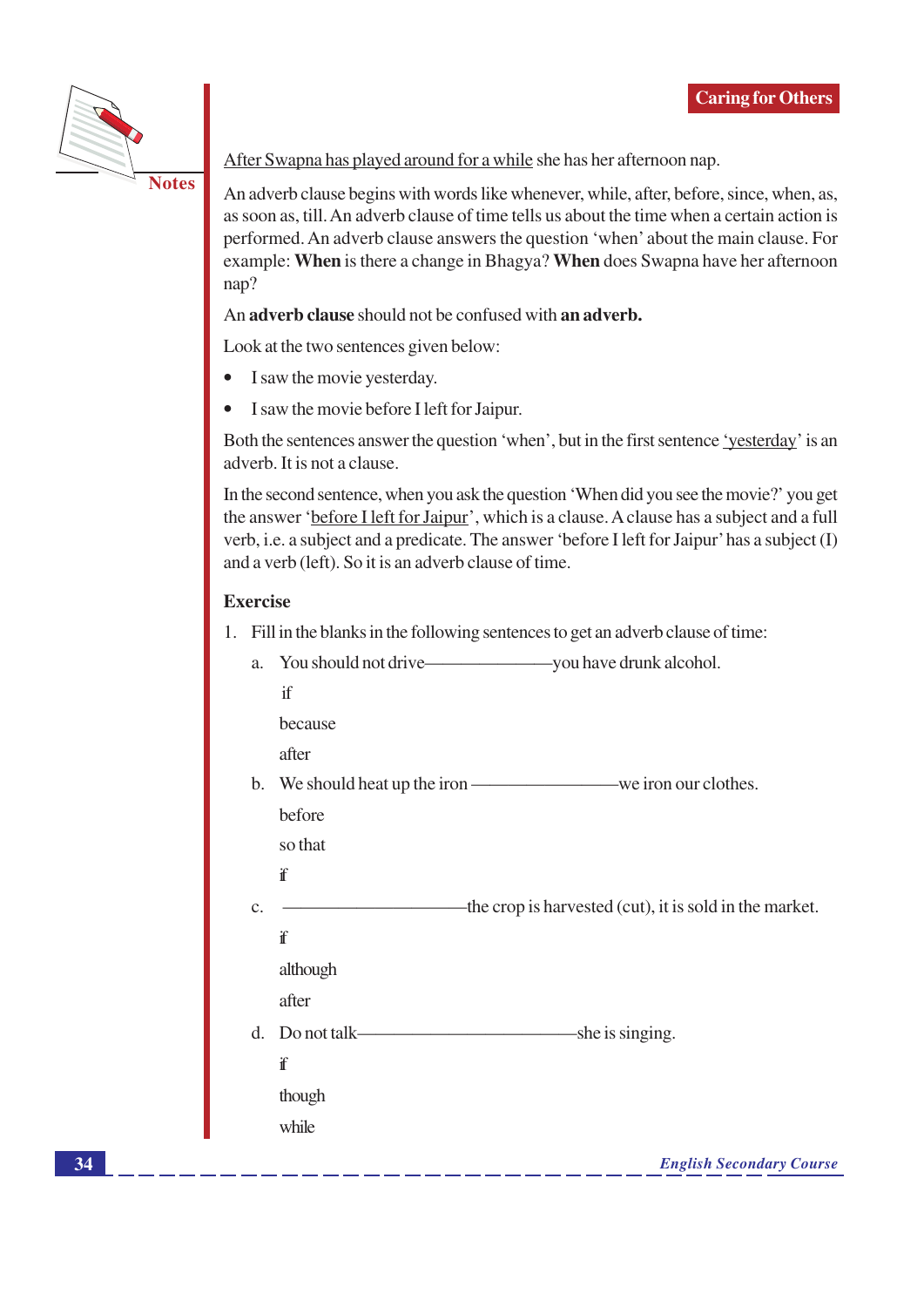<u>After Swapna has played around for a while</u> she has her afternoon nap.

An adverb clause begins with words like whenever, while, after, before, since, when, as, as soon as, till. An adverb clause of time tells us about the time when a certain action is performed. An adverb clause answers the question 'when' about the main clause. For example: **When** is there a change in Bhagya? **When** does Swapna have her afternoon nap?

An **adverb clause** should not be confused with **an adverb.**

Look at the two sentences given below:

- I saw the movie yesterday.
- I saw the movie before I left for Jaipur.

Both the sentences answer the question 'when', but in the first sentence '<u>yesterday</u>' is an adverb. It is not a clause.

In the second sentence, when you ask the question 'When did you see the movie?' you get the answer '<u>before I left for Jaipur</u>', which is a clause. A clause has a subject and a full verb, i.e. a subject and a predicate. The answer 'before I left for Jaipur' has a subject (I) and a verb (left). So it is an adverb clause of time.

**Exercise**

1. Fill in the blanks in the following sentences to get an adverb clause of time:

   a. You should not drive—————————you have drunk alcohol.

      if

      because

      after

   b. We should heat up the iron —————————we iron our clothes.

      before

      so that

      if

   c. —————————————the crop is harvested (cut), it is sold in the market.

      if

      although

      after

   d. Do not talk——————————————she is singing.

      if

      though

      while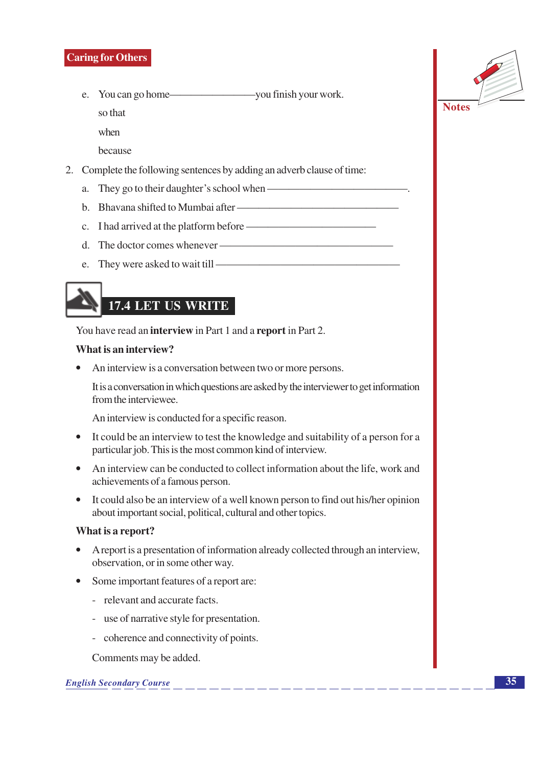e. You can go home————————you finish your work.

so that

when

because

2. Complete the following sentences by adding an adverb clause of time:

a. They go to their daughter's school when ——————————————.

b. Bhavana shifted to Mumbai after ————————————————

c. I had arrived at the platform before ——————————————

d. The doctor comes whenever ——————————————————

e. They were asked to wait till ——————————————————

## 17.4 LET US WRITE

You have read an **interview** in Part 1 and a **report** in Part 2.

**What is an interview?**

- An interview is a conversation between two or more persons.

  It is a conversation in which questions are asked by the interviewer to get information from the interviewee.

  An interview is conducted for a specific reason.

- It could be an interview to test the knowledge and suitability of a person for a particular job. This is the most common kind of interview.
- An interview can be conducted to collect information about the life, work and achievements of a famous person.
- It could also be an interview of a well known person to find out his/her opinion about important social, political, cultural and other topics.

**What is a report?**

- A report is a presentation of information already collected through an interview, observation, or in some other way.
- Some important features of a report are:
  - relevant and accurate facts.
  - use of narrative style for presentation.
  - coherence and connectivity of points.

  Comments may be added.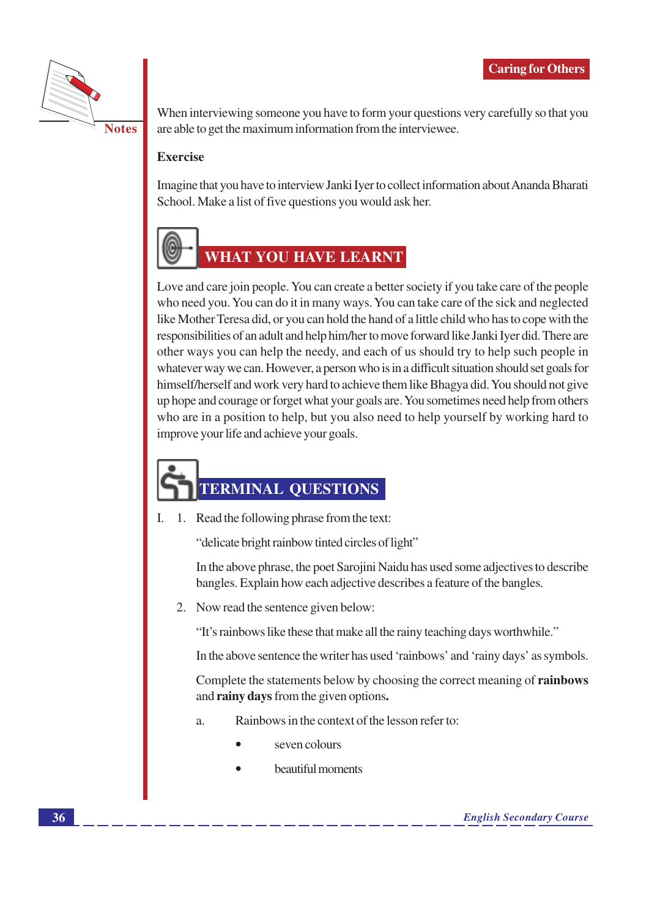When interviewing someone you have to form your questions very carefully so that you are able to get the maximum information from the interviewee.

**Exercise**

Imagine that you have to interview Janki Iyer to collect information about Ananda Bharati School. Make a list of five questions you would ask her.

## WHAT YOU HAVE LEARNT

Love and care join people. You can create a better society if you take care of the people who need you. You can do it in many ways. You can take care of the sick and neglected like Mother Teresa did, or you can hold the hand of a little child who has to cope with the responsibilities of an adult and help him/her to move forward like Janki Iyer did. There are other ways you can help the needy, and each of us should try to help such people in whatever way we can. However, a person who is in a difficult situation should set goals for himself/herself and work very hard to achieve them like Bhagya did. You should not give up hope and courage or forget what your goals are. You sometimes need help from others who are in a position to help, but you also need to help yourself by working hard to improve your life and achieve your goals.

## TERMINAL QUESTIONS

I. 1. Read the following phrase from the text:

“delicate bright rainbow tinted circles of light”

In the above phrase, the poet Sarojini Naidu has used some adjectives to describe bangles. Explain how each adjective describes a feature of the bangles.

2. Now read the sentence given below:

“It’s rainbows like these that make all the rainy teaching days worthwhile.”

In the above sentence the writer has used ‘rainbows’ and ‘rainy days’ as symbols.

Complete the statements below by choosing the correct meaning of **rainbows** and **rainy days** from the given options**.**

a. Rainbows in the context of the lesson refer to:

- seven colours
- beautiful moments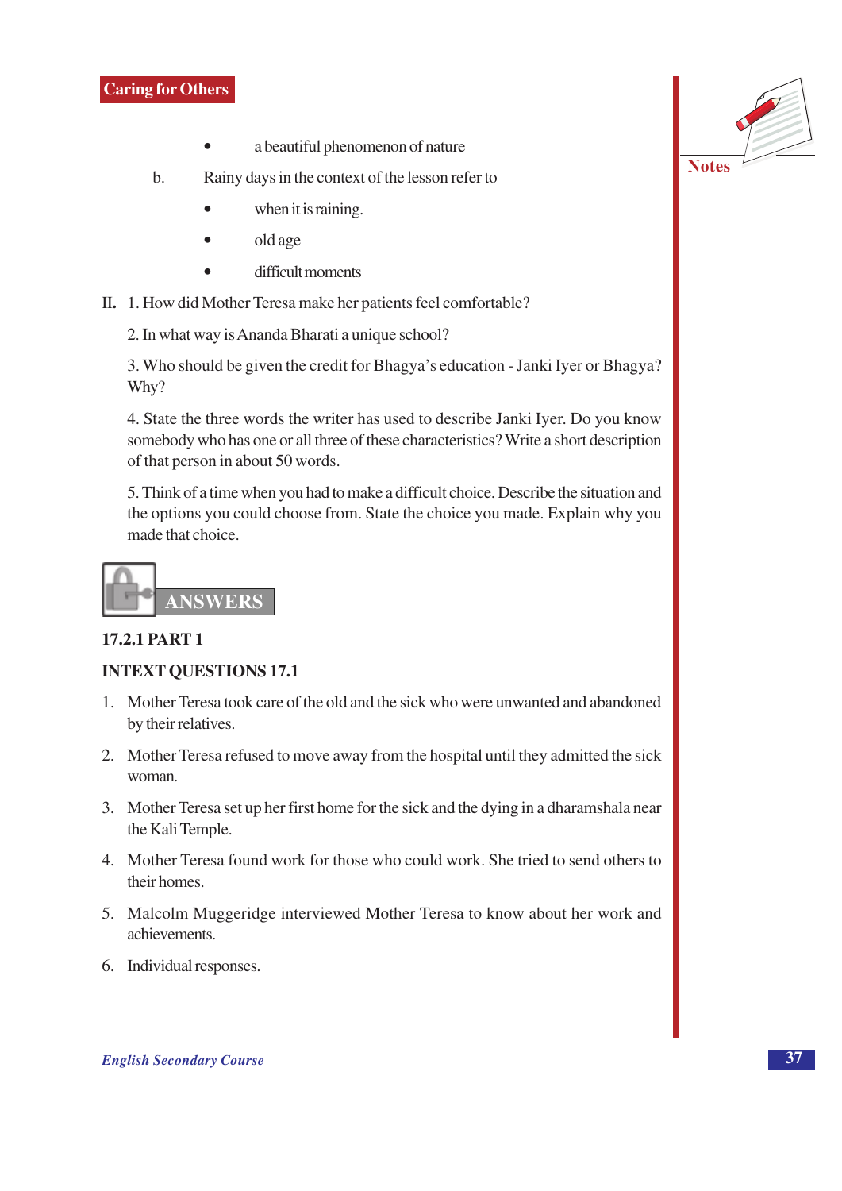- a beautiful phenomenon of nature

b. Rainy days in the context of the lesson refer to

- when it is raining.
- old age
- difficult moments

II. 1. How did Mother Teresa make her patients feel comfortable?

2. In what way is Ananda Bharati a unique school?

3. Who should be given the credit for Bhagya's education - Janki Iyer or Bhagya? Why?

4. State the three words the writer has used to describe Janki Iyer. Do you know somebody who has one or all three of these characteristics? Write a short description of that person in about 50 words.

5. Think of a time when you had to make a difficult choice. Describe the situation and the options you could choose from. State the choice you made. Explain why you made that choice.

## ANSWERS

### 17.2.1 PART 1

### INTEXT QUESTIONS 17.1

1. Mother Teresa took care of the old and the sick who were unwanted and abandoned by their relatives.
2. Mother Teresa refused to move away from the hospital until they admitted the sick woman.
3. Mother Teresa set up her first home for the sick and the dying in a dharamshala near the Kali Temple.
4. Mother Teresa found work for those who could work. She tried to send others to their homes.
5. Malcolm Muggeridge interviewed Mother Teresa to know about her work and achievements.
6. Individual responses.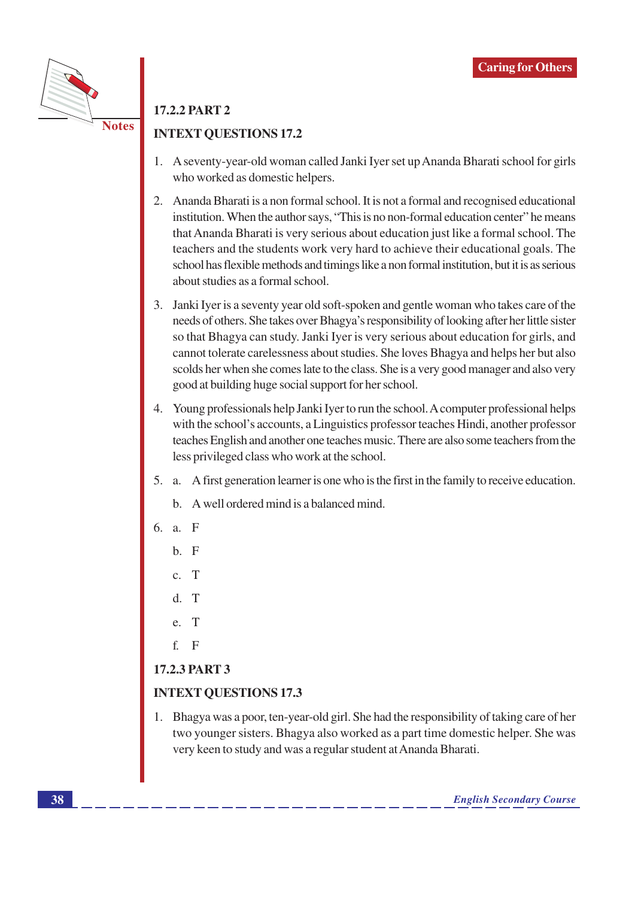### 17.2.2 PART 2

### INTEXT QUESTIONS 17.2

1. A seventy-year-old woman called Janki Iyer set up Ananda Bharati school for girls who worked as domestic helpers.

2. Ananda Bharati is a non formal school. It is not a formal and recognised educational institution. When the author says, "This is no non-formal education center" he means that Ananda Bharati is very serious about education just like a formal school. The teachers and the students work very hard to achieve their educational goals. The school has flexible methods and timings like a non formal institution, but it is as serious about studies as a formal school.

3. Janki Iyer is a seventy year old soft-spoken and gentle woman who takes care of the needs of others. She takes over Bhagya's responsibility of looking after her little sister so that Bhagya can study. Janki Iyer is very serious about education for girls, and cannot tolerate carelessness about studies. She loves Bhagya and helps her but also scolds her when she comes late to the class. She is a very good manager and also very good at building huge social support for her school.

4. Young professionals help Janki Iyer to run the school. A computer professional helps with the school's accounts, a Linguistics professor teaches Hindi, another professor teaches English and another one teaches music. There are also some teachers from the less privileged class who work at the school.

5. a. A first generation learner is one who is the first in the family to receive education.

   b. A well ordered mind is a balanced mind.

6. a. F

   b. F

   c. T

   d. T

   e. T

   f. F

### 17.2.3 PART 3

### INTEXT QUESTIONS 17.3

1. Bhagya was a poor, ten-year-old girl. She had the responsibility of taking care of her two younger sisters. Bhagya also worked as a part time domestic helper. She was very keen to study and was a regular student at Ananda Bharati.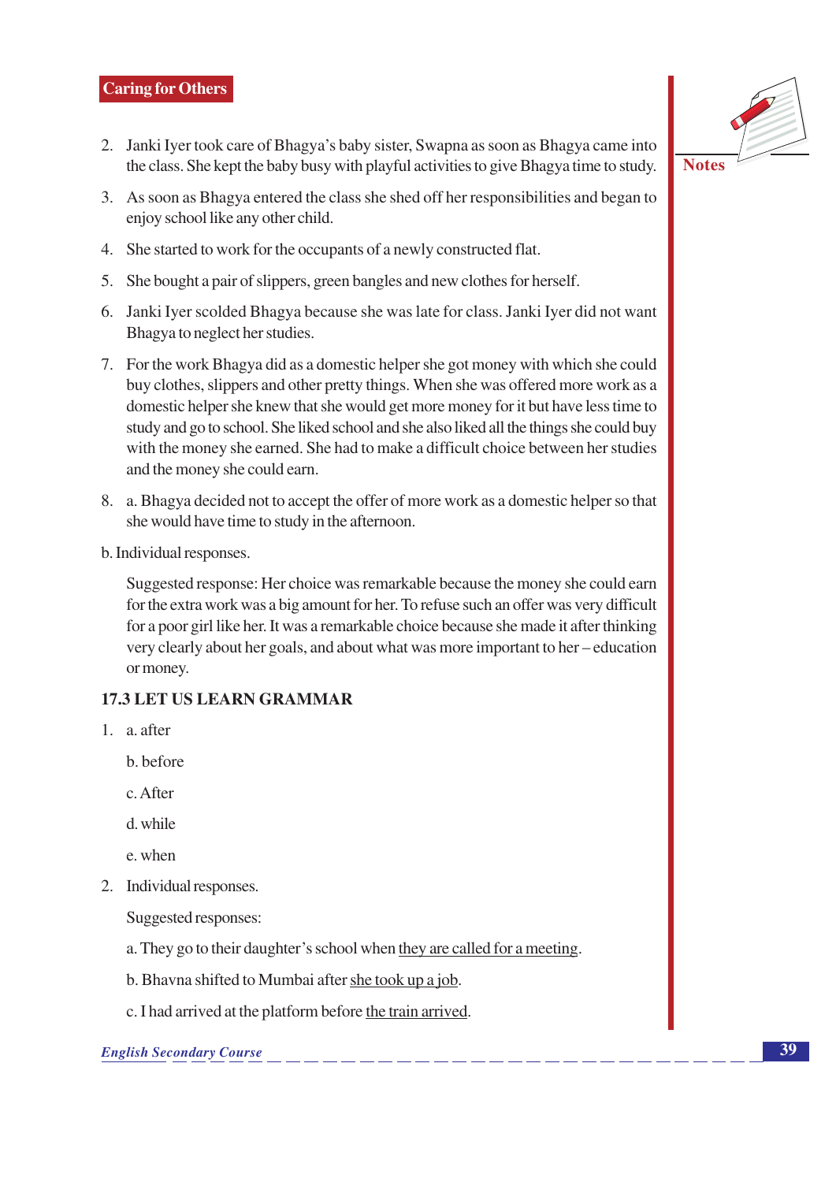2. Janki Iyer took care of Bhagya's baby sister, Swapna as soon as Bhagya came into the class. She kept the baby busy with playful activities to give Bhagya time to study.
3. As soon as Bhagya entered the class she shed off her responsibilities and began to enjoy school like any other child.
4. She started to work for the occupants of a newly constructed flat.
5. She bought a pair of slippers, green bangles and new clothes for herself.
6. Janki Iyer scolded Bhagya because she was late for class. Janki Iyer did not want Bhagya to neglect her studies.
7. For the work Bhagya did as a domestic helper she got money with which she could buy clothes, slippers and other pretty things. When she was offered more work as a domestic helper she knew that she would get more money for it but have less time to study and go to school. She liked school and she also liked all the things she could buy with the money she earned. She had to make a difficult choice between her studies and the money she could earn.
8. a. Bhagya decided not to accept the offer of more work as a domestic helper so that she would have time to study in the afternoon.

b. Individual responses.

Suggested response: Her choice was remarkable because the money she could earn for the extra work was a big amount for her. To refuse such an offer was very difficult for a poor girl like her. It was a remarkable choice because she made it after thinking very clearly about her goals, and about what was more important to her – education or money.

### 17.3 LET US LEARN GRAMMAR

1. a. after

   b. before

   c. After

   d. while

   e. when

2. Individual responses.

   Suggested responses:

   a. They go to their daughter's school when they are called for a meeting.

   b. Bhavna shifted to Mumbai after she took up a job.

   c. I had arrived at the platform before the train arrived.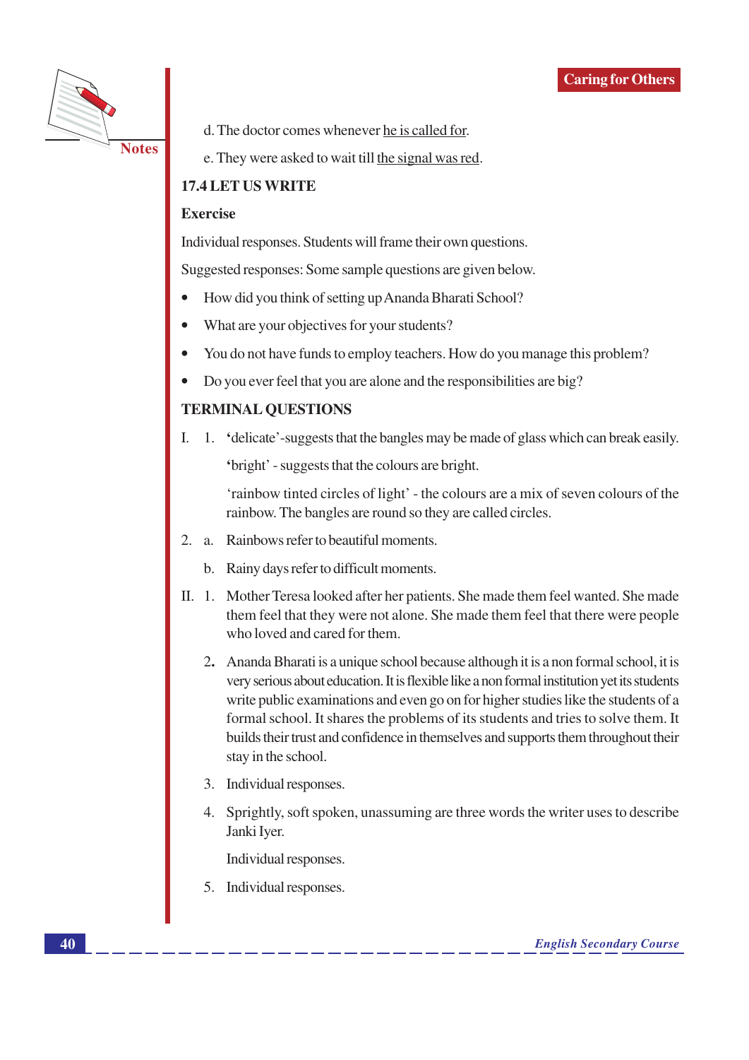d. The doctor comes whenever he is called for.

e. They were asked to wait till the signal was red.

## 17.4 LET US WRITE

**Exercise**

Individual responses. Students will frame their own questions.

Suggested responses: Some sample questions are given below.

- How did you think of setting up Ananda Bharati School?
- What are your objectives for your students?
- You do not have funds to employ teachers. How do you manage this problem?
- Do you ever feel that you are alone and the responsibilities are big?

## TERMINAL QUESTIONS

I. 1. 'delicate'-suggests that the bangles may be made of glass which can break easily.

'bright' - suggests that the colours are bright.

'rainbow tinted circles of light' - the colours are a mix of seven colours of the rainbow. The bangles are round so they are called circles.

2. a. Rainbows refer to beautiful moments.

b. Rainy days refer to difficult moments.

II. 1. Mother Teresa looked after her patients. She made them feel wanted. She made them feel that they were not alone. She made them feel that there were people who loved and cared for them.

2. Ananda Bharati is a unique school because although it is a non formal school, it is very serious about education. It is flexible like a non formal institution yet its students write public examinations and even go on for higher studies like the students of a formal school. It shares the problems of its students and tries to solve them. It builds their trust and confidence in themselves and supports them throughout their stay in the school.

3. Individual responses.

4. Sprightly, soft spoken, unassuming are three words the writer uses to describe Janki Iyer.

Individual responses.

5. Individual responses.